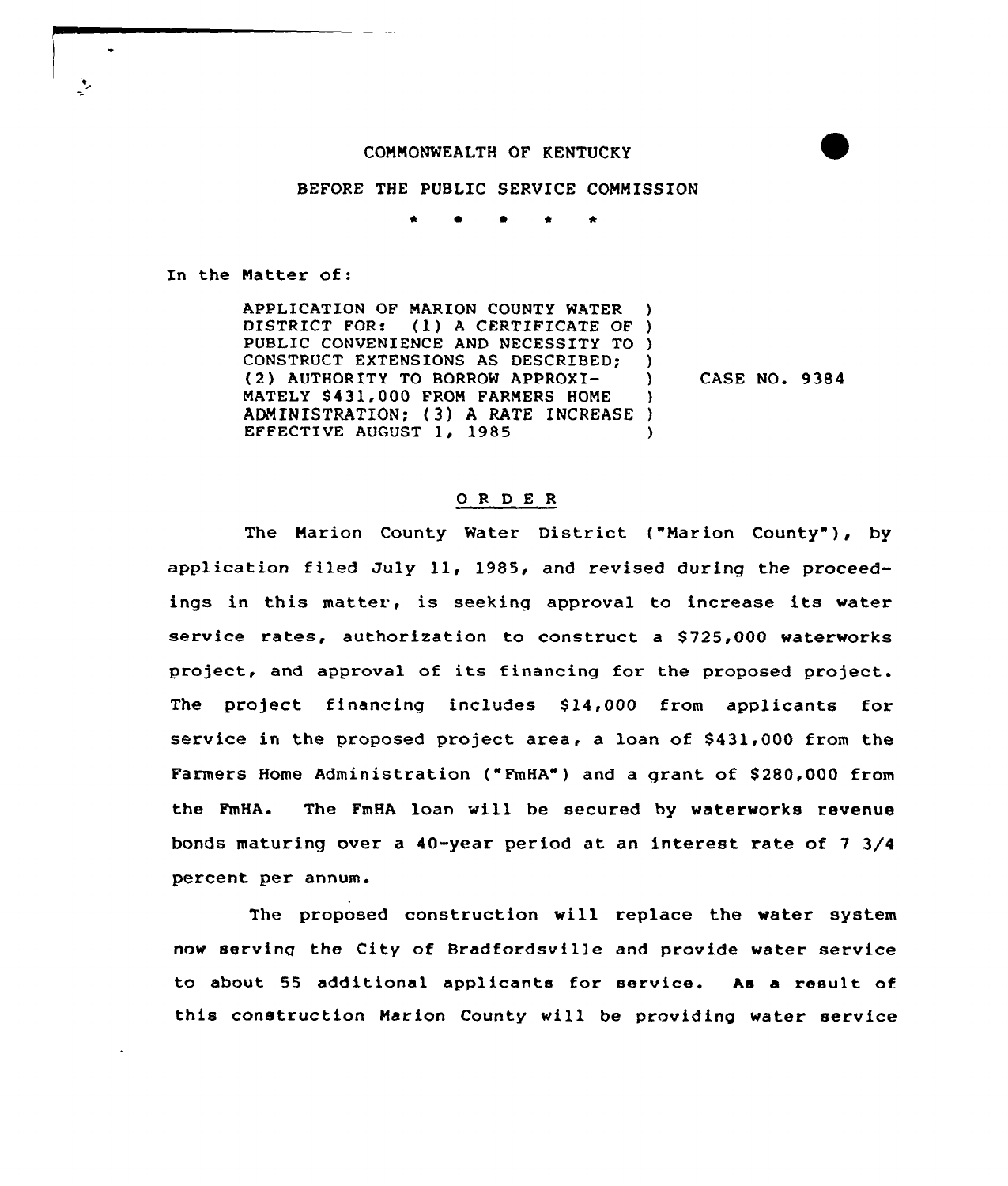COMMONWEALTH OF KENTUCKY

BEFORE THE PUBLIC SERVICE COMMISSION

\* \* \* \* \*

In the Matter of:

| | | |
|---|---|---|
| APPLICATION OF MARION COUNTY WATER DISTRICT FOR: (1) A CERTIFICATE OF PUBLIC CONVENIENCE AND NECESSITY TO CONSTRUCT EXTENSIONS AS DESCRIBED; (2) AUTHORITY TO BORROW APPROXIMATELY $431,000 FROM FARMERS HOME ADMINISTRATION; (3) A RATE INCREASE EFFECTIVE AUGUST 1, 1985 | ) | CASE NO. 9384 |

## O R D E R

The Marion County Water District ("Marion County"), by application filed July 11, 1985, and revised during the proceedings in this matter, is seeking approval to increase its water service rates, authorization to construct a $725,000 waterworks project, and approval of its financing for the proposed project. The project financing includes $14,000 from applicants for service in the proposed project area, a loan of $431,000 from the Farmers Home Administration ("FmHA") and a grant of $280,000 from the FmHA. The FmHA loan will be secured by waterworks revenue bonds maturing over a 40-year period at an interest rate of 7 3/4 percent per annum.

The proposed construction will replace the water system now serving the City of Bradfordsville and provide water service to about 55 additional applicants for service. As a result of this construction Marion County will be providing water service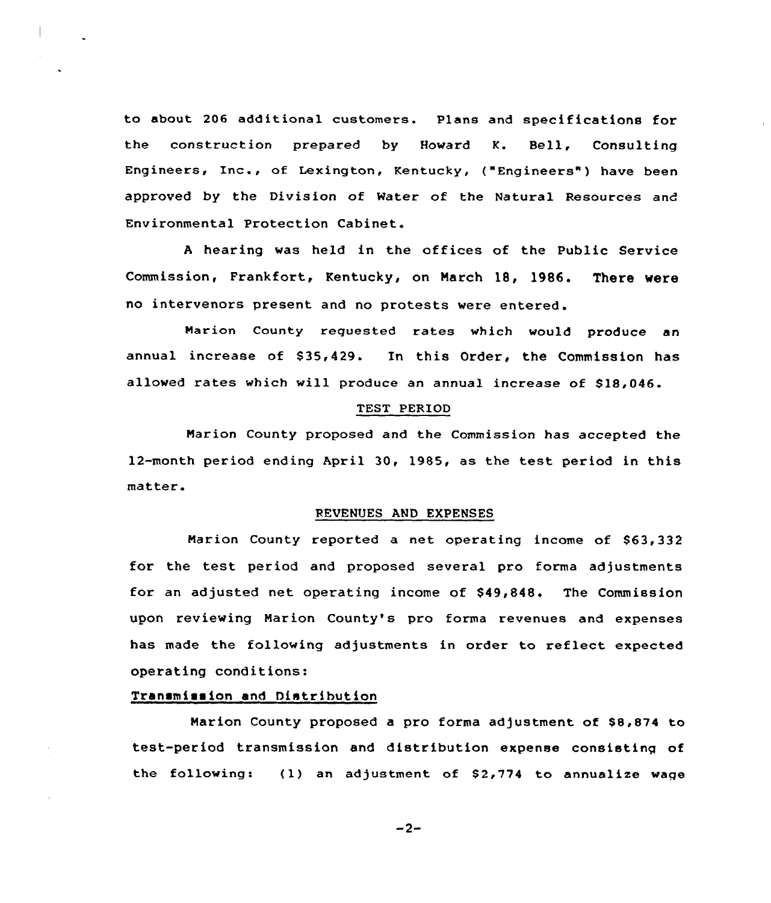to about 206 additional customers. Plans and specifications for the construction prepared by Howard K. Bell, Consulting Engineers, Inc., of Lexington, Kentucky, ("Engineers") have been approved by the Division of Water of the Natural Resources and Environmental Protection Cabinet.

A hearing was held in the offices of the Public Service Commission, Frankfort, Kentucky, on March 18, 1986. There were no intervenors present and no protests were entered.

Marion County requested rates which would produce an annual increase of $35,429. In this Order, the Commission has allowed rates which will produce an annual increase of $18,046.

## TEST PERIOD

Marion County proposed and the Commission has accepted the 12-month period ending April 30, 1985, as the test period in this matter.

## REVENUES AND EXPENSES

Marion County reported a net operating income of $63,332 for the test period and proposed several pro forma adjustments for an adjusted net operating income of $49,848. The Commission upon reviewing Marion County's pro forma revenues and expenses has made the following adjustments in order to reflect expected operating conditions:

### Transmission and Distribution

Marion County proposed a pro forma adjustment of $8,874 to test-period transmission and distribution expense consisting of the following: (1) an adjustment of $2,774 to annualize wage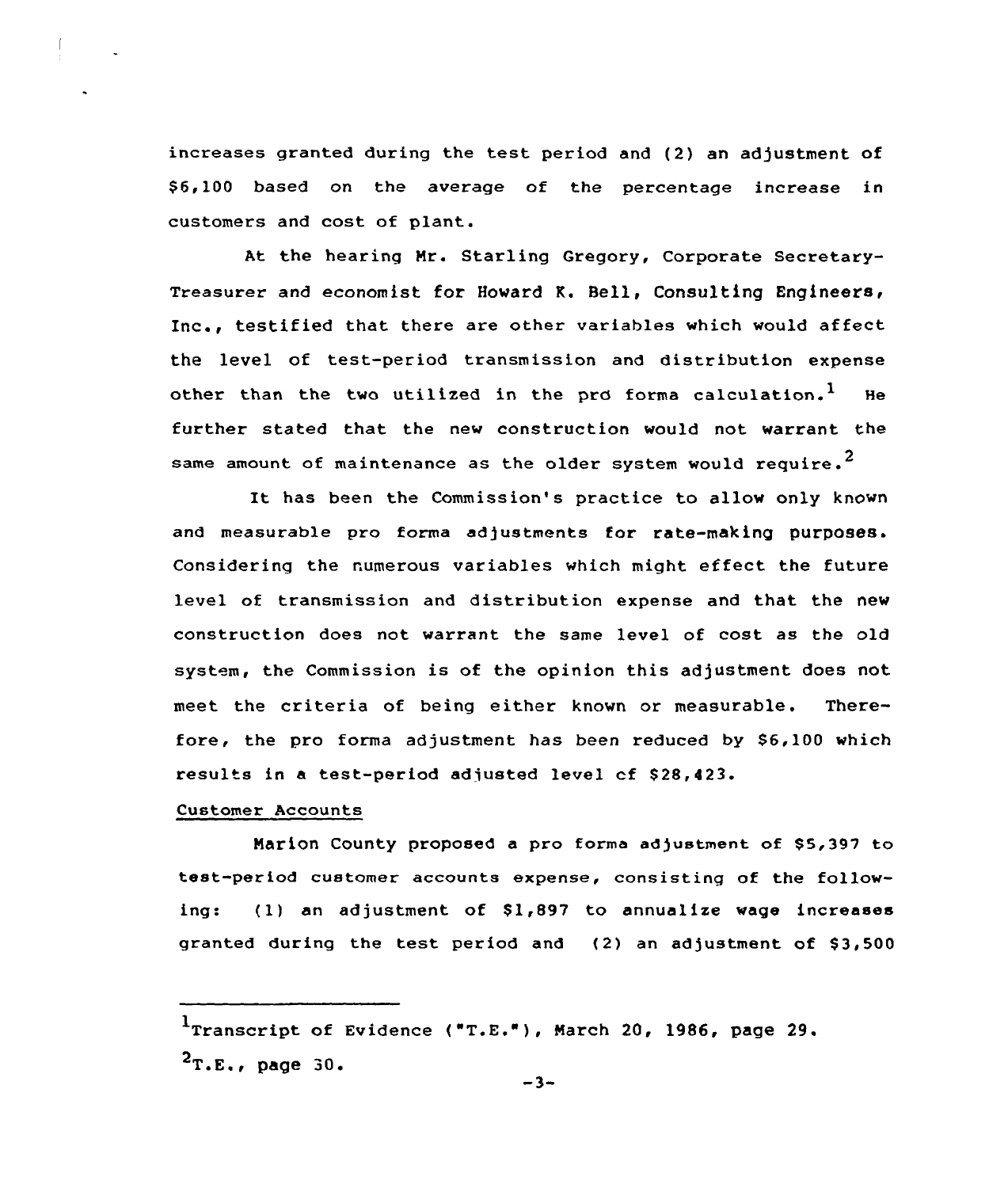increases granted during the test period and (2) an adjustment of $6,100 based on the average of the percentage increase in customers and cost of plant.

At the hearing Mr. Starling Gregory, Corporate Secretary-Treasurer and economist for Howard K. Bell, Consulting Engineers, Inc., testified that there are other variables which would affect the level of test-period transmission and distribution expense other than the two utilized in the pro forma calculation.[1] He further stated that the new construction would not warrant the same amount of maintenance as the older system would require.[2]

It has been the Commission's practice to allow only known and measurable pro forma adjustments for rate-making purposes. Considering the numerous variables which might effect the future level of transmission and distribution expense and that the new construction does not warrant the same level of cost as the old system, the Commission is of the opinion this adjustment does not meet the criteria of being either known or measurable. Therefore, the pro forma adjustment has been reduced by $6,100 which results in a test-period adjusted level of $28,423.

Customer Accounts

Marion County proposed a pro forma adjustment of $5,397 to test-period customer accounts expense, consisting of the following: (1) an adjustment of $1,897 to annualize wage increases granted during the test period and (2) an adjustment of $3,500

---

[1] Transcript of Evidence ("T.E."), March 20, 1986, page 29.

[2] T.E., page 30.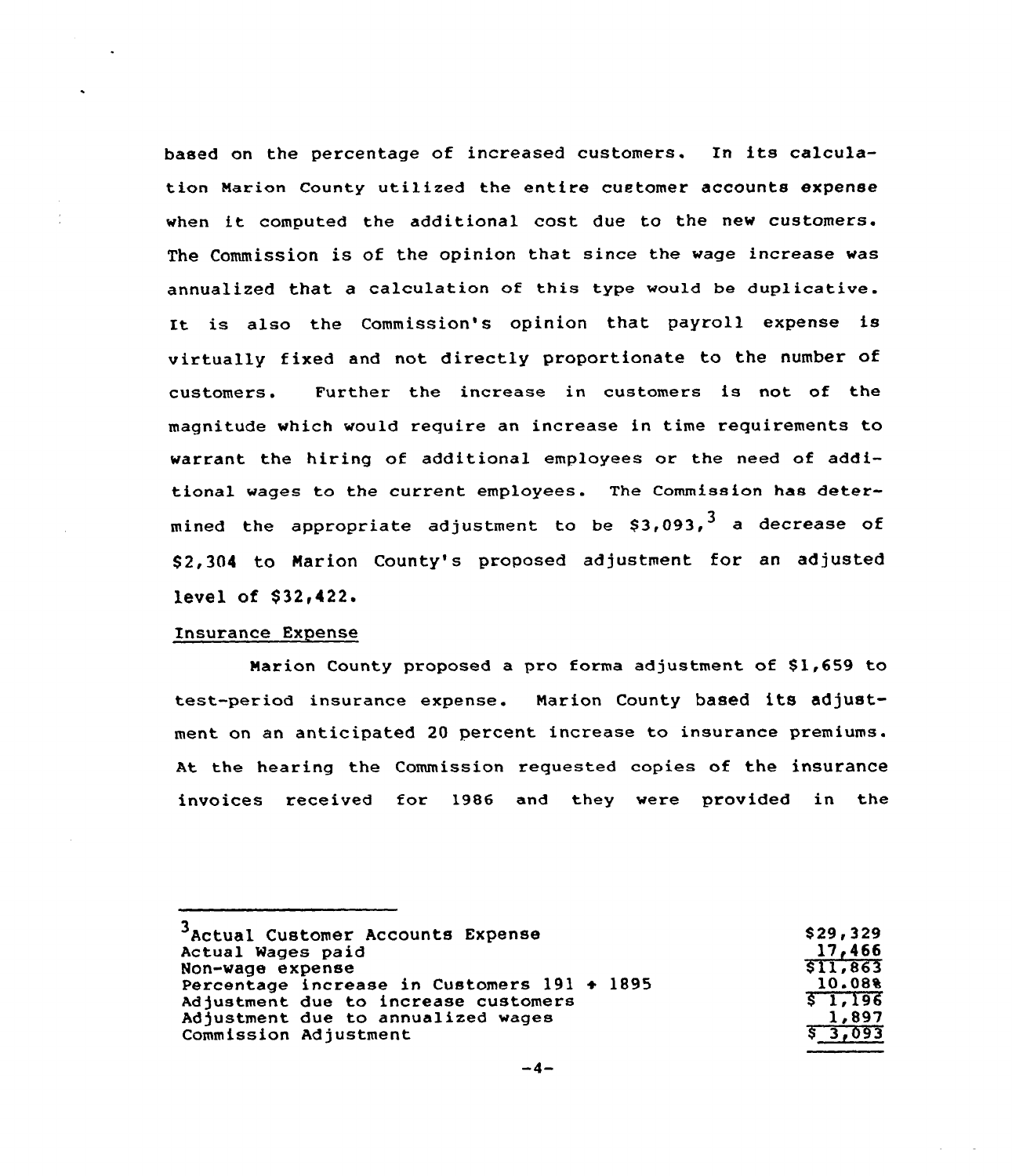based on the percentage of increased customers. In its calculation Marion County utilized the entire customer accounts expense when it computed the additional cost due to the new customers. The Commission is of the opinion that since the wage increase was annualized that a calculation of this type would be duplicative. It is also the Commission's opinion that payroll expense is virtually fixed and not directly proportionate to the number of customers. Further the increase in customers is not of the magnitude which would require an increase in time requirements to warrant the hiring of additional employees or the need of additional wages to the current employees. The Commission has determined the appropriate adjustment to be $3,093,[3] a decrease of $2,304 to Marion County's proposed adjustment for an adjusted level of $32,422.

Insurance Expense

Marion County proposed a pro forma adjustment of $1,659 to test-period insurance expense. Marion County based its adjustment on an anticipated 20 percent increase to insurance premiums. At the hearing the Commission requested copies of the insurance invoices received for 1986 and they were provided in the

---

[3]

| | |
|---|---|
| Actual Customer Accounts Expense | $29,329 |
| Actual Wages paid | 17,466 |
| Non-wage expense | $11,863 |
| Percentage increase in Customers 191 ÷ 1895 | 10.08% |
| Adjustment due to increase customers | $ 1,196 |
| Adjustment due to annualized wages | 1,897 |
| Commission Adjustment | $ 3,093 |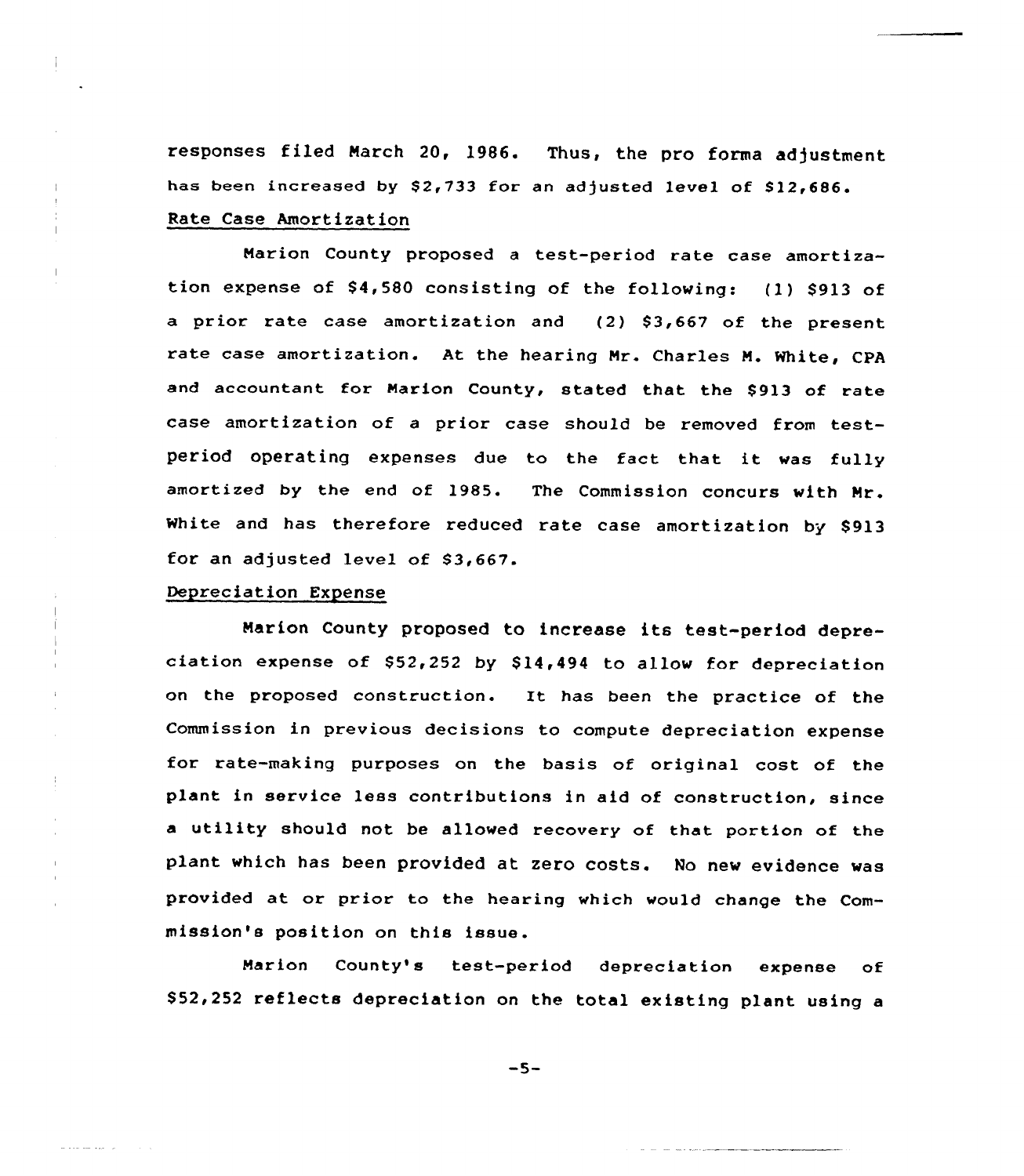responses filed March 20, 1986. Thus, the pro forma adjustment has been increased by $2,733 for an adjusted level of $12,686.

Rate Case Amortization

Marion County proposed a test-period rate case amortization expense of $4,580 consisting of the following: (1) $913 of a prior rate case amortization and (2) $3,667 of the present rate case amortization. At the hearing Mr. Charles M. White, CPA and accountant for Marion County, stated that the $913 of rate case amortization of a prior case should be removed from test-period operating expenses due to the fact that it was fully amortized by the end of 1985. The Commission concurs with Mr. White and has therefore reduced rate case amortization by $913 for an adjusted level of $3,667.

Depreciation Expense

Marion County proposed to increase its test-period depreciation expense of $52,252 by $14,494 to allow for depreciation on the proposed construction. It has been the practice of the Commission in previous decisions to compute depreciation expense for rate-making purposes on the basis of original cost of the plant in service less contributions in aid of construction, since a utility should not be allowed recovery of that portion of the plant which has been provided at zero costs. No new evidence was provided at or prior to the hearing which would change the Commission's position on this issue.

Marion County's test-period depreciation expense of $52,252 reflects depreciation on the total existing plant using a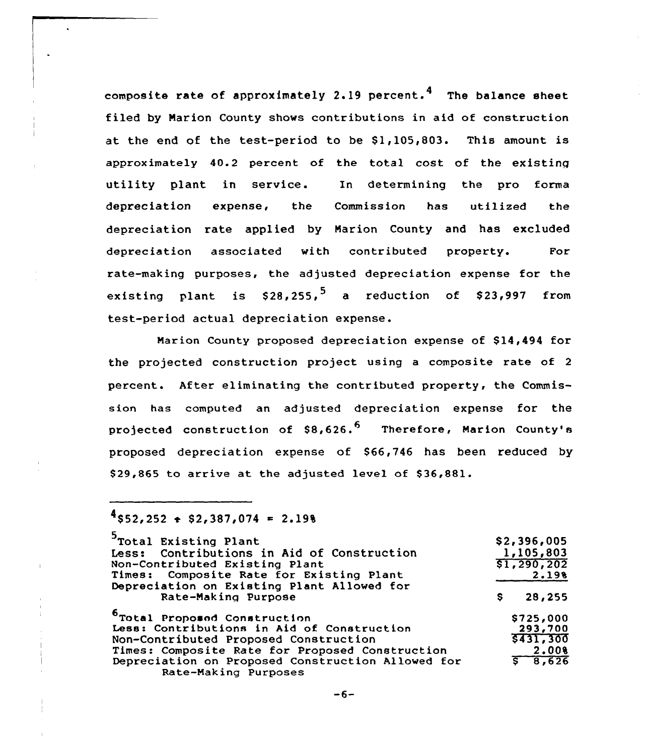composite rate of approximately 2.19 percent.[4] The balance sheet filed by Marion County shows contributions in aid of construction at the end of the test-period to be $1,105,803. This amount is approximately 40.2 percent of the total cost of the existing utility plant in service. In determining the pro forma depreciation expense, the Commission has utilized the depreciation rate applied by Marion County and has excluded depreciation associated with contributed property. For rate-making purposes, the adjusted depreciation expense for the existing plant is $28,255,[5] a reduction of $23,997 from test-period actual depreciation expense.

Marion County proposed depreciation expense of $14,494 for the projected construction project using a composite rate of 2 percent. After eliminating the contributed property, the Commission has computed an adjusted depreciation expense for the projected construction of $8,626.[6] Therefore, Marion County's proposed depreciation expense of $66,746 has been reduced by $29,865 to arrive at the adjusted level of $36,881.

---

[4] $52,252 ÷ $2,387,074 = 2.19%

[5]

| | |
|---|---|
| Total Existing Plant | $2,396,005 |
| Less: Contributions in Aid of Construction | 1,105,803 |
| Non-Contributed Existing Plant | $1,290,202 |
| Times: Composite Rate for Existing Plant | 2.19% |
| Depreciation on Existing Plant Allowed for Rate-Making Purpose | $ 28,255 |

[6]

| | |
|---|---|
| Total Proposed Construction | $725,000 |
| Less: Contributions in Aid of Construction | 293,700 |
| Non-Contributed Proposed Construction | $431,300 |
| Times: Composite Rate for Proposed Construction | 2.00% |
| Depreciation on Proposed Construction Allowed for Rate-Making Purposes | $ 8,626 |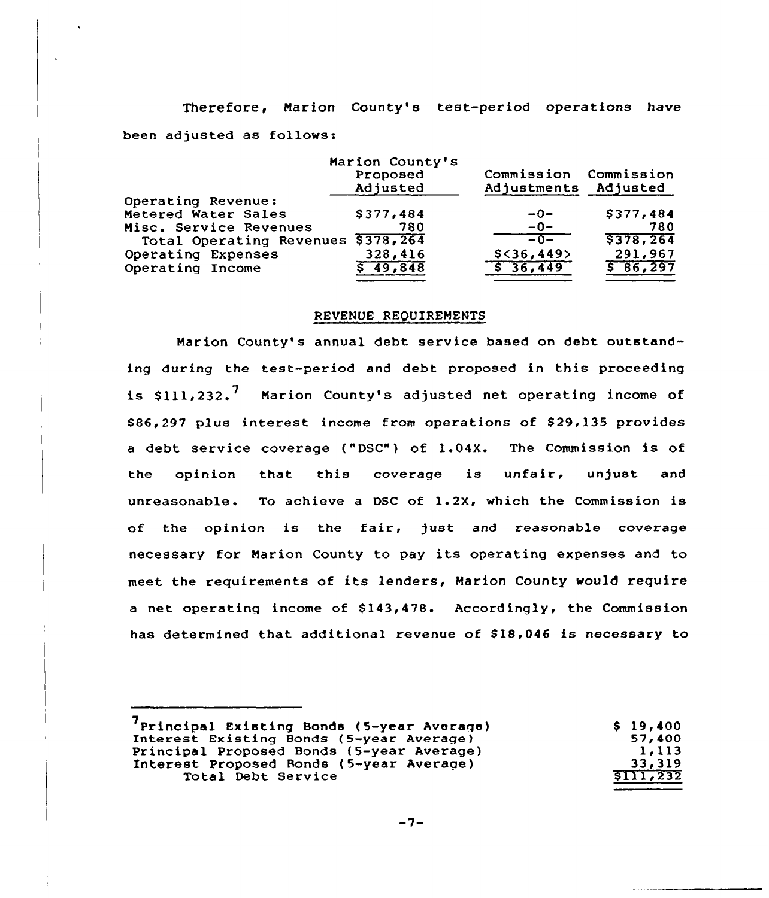Therefore, Marion County's test-period operations have been adjusted as follows:

| | Marion County's Proposed Adjusted | Commission Adjustments | Commission Adjusted |
|---|---|---|---|
| Operating Revenue: | | | |
| Metered Water Sales | $377,484 | -0- | $377,484 |
| Misc. Service Revenues | 780 | -0- | 780 |
| Total Operating Revenues | $378,264 | -0- | $378,264 |
| Operating Expenses | 328,416 | $<36,449> | 291,967 |
| Operating Income | $ 49,848 | $ 36,449 | $ 86,297 |

## REVENUE REQUIREMENTS

Marion County's annual debt service based on debt outstanding during the test-period and debt proposed in this proceeding is $111,232.[7] Marion County's adjusted net operating income of $86,297 plus interest income from operations of $29,135 provides a debt service coverage ("DSC") of 1.04X. The Commission is of the opinion that this coverage is unfair, unjust and unreasonable. To achieve a DSC of 1.2X, which the Commission is of the opinion is the fair, just and reasonable coverage necessary for Marion County to pay its operating expenses and to meet the requirements of its lenders, Marion County would require a net operating income of $143,478. Accordingly, the Commission has determined that additional revenue of $18,046 is necessary to

---

[7]

| | |
|---|---|
| Principal Existing Bonds (5-year Average) | $ 19,400 |
| Interest Existing Bonds (5-year Average) | 57,400 |
| Principal Proposed Bonds (5-year Average) | 1,113 |
| Interest Proposed Bonds (5-year Average) | 33,319 |
| Total Debt Service | $111,232 |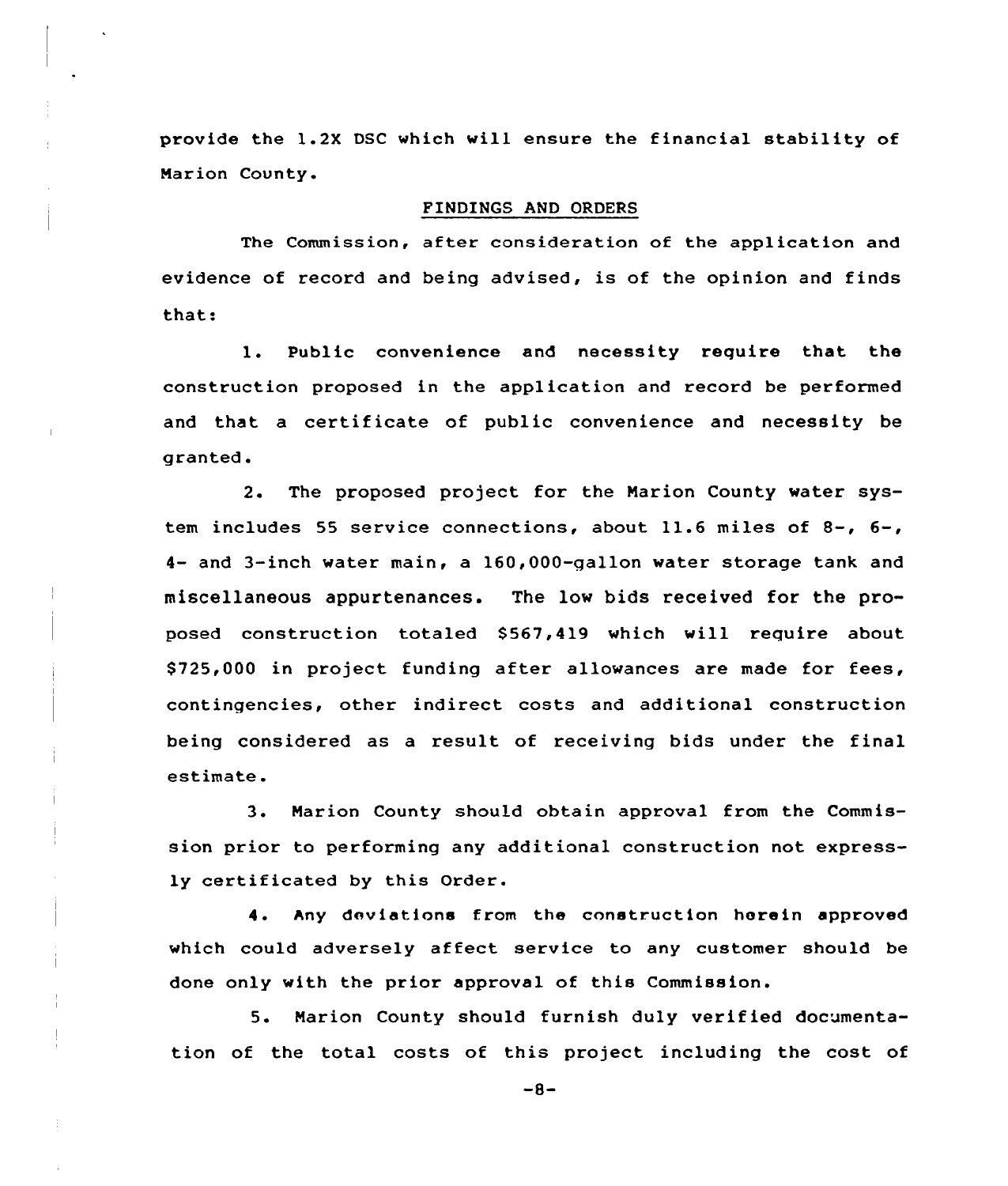provide the 1.2X DSC which will ensure the financial stability of Marion County.

## FINDINGS AND ORDERS

The Commission, after consideration of the application and evidence of record and being advised, is of the opinion and finds that:

1. Public convenience and necessity require that the construction proposed in the application and record be performed and that a certificate of public convenience and necessity be granted.

2. The proposed project for the Marion County water system includes 55 service connections, about 11.6 miles of 8-, 6-, 4- and 3-inch water main, a 160,000-gallon water storage tank and miscellaneous appurtenances. The low bids received for the proposed construction totaled $567,419 which will require about $725,000 in project funding after allowances are made for fees, contingencies, other indirect costs and additional construction being considered as a result of receiving bids under the final estimate.

3. Marion County should obtain approval from the Commission prior to performing any additional construction not expressly certificated by this Order.

4. Any deviations from the construction herein approved which could adversely affect service to any customer should be done only with the prior approval of this Commission.

5. Marion County should furnish duly verified documentation of the total costs of this project including the cost of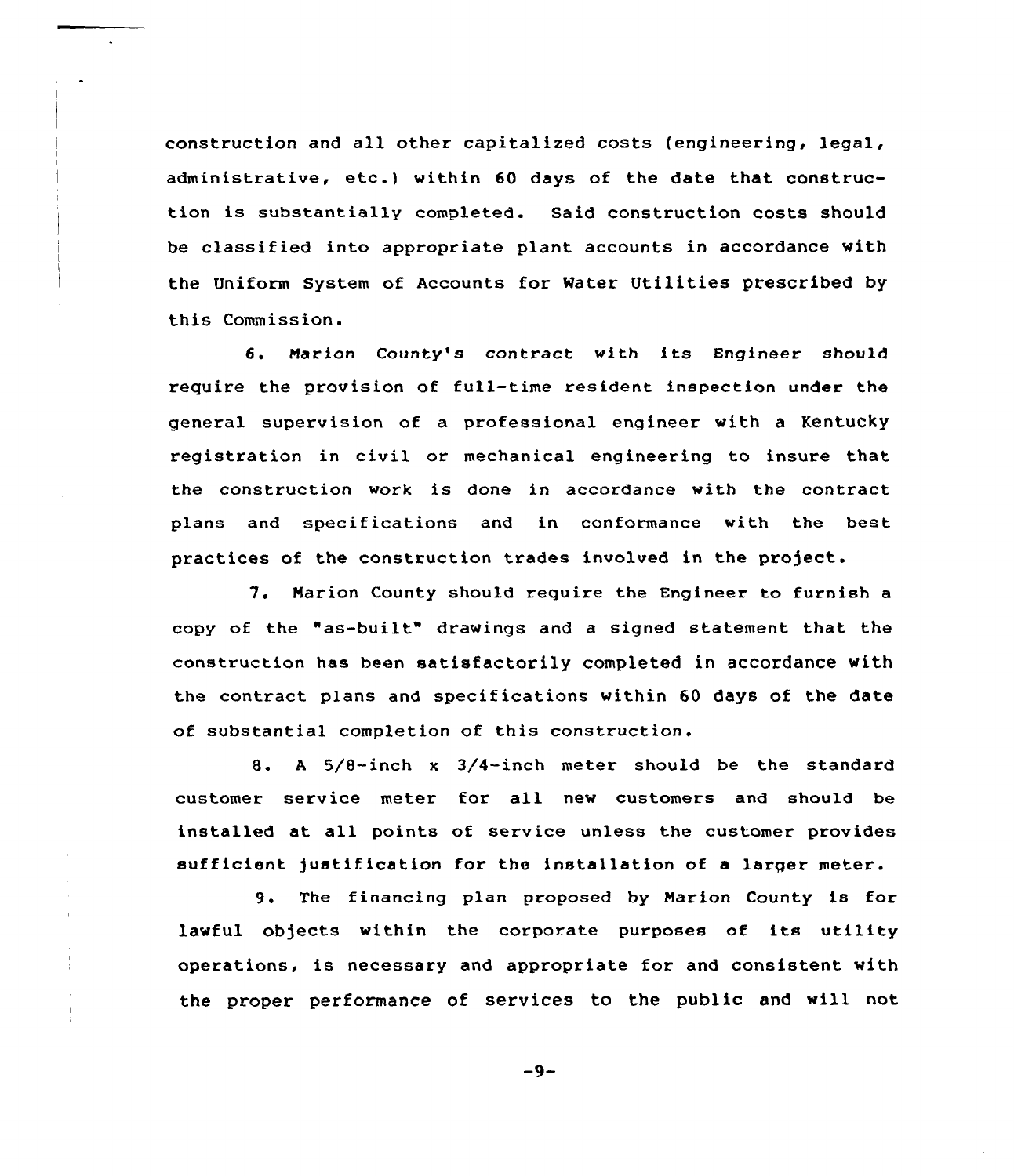construction and all other capitalized costs (engineering, legal, administrative, etc.) within 60 days of the date that construction is substantially completed. Said construction costs should be classified into appropriate plant accounts in accordance with the Uniform System of Accounts for Water Utilities prescribed by this Commission.

6. Marion County's contract with its Engineer should require the provision of full-time resident inspection under the general supervision of a professional engineer with a Kentucky registration in civil or mechanical engineering to insure that the construction work is done in accordance with the contract plans and specifications and in conformance with the best practices of the construction trades involved in the project.

7. Marion County should require the Engineer to furnish a copy of the "as-built" drawings and a signed statement that the construction has been satisfactorily completed in accordance with the contract plans and specifications within 60 days of the date of substantial completion of this construction.

8. A 5/8-inch x 3/4-inch meter should be the standard customer service meter for all new customers and should be installed at all points of service unless the customer provides sufficient justification for the installation of a larger meter.

9. The financing plan proposed by Marion County is for lawful objects within the corporate purposes of its utility operations, is necessary and appropriate for and consistent with the proper performance of services to the public and will not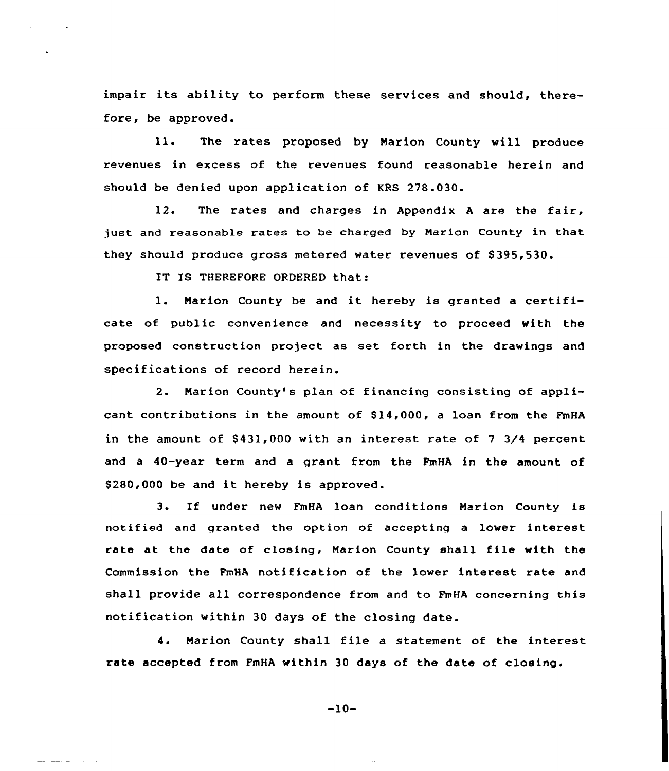impair its ability to perform these services and should, therefore, be approved.

11. The rates proposed by Marion County will produce revenues in excess of the revenues found reasonable herein and should be denied upon application of KRS 278.030.

12. The rates and charges in Appendix A are the fair, just and reasonable rates to be charged by Marion County in that they should produce gross metered water revenues of $395,530.

IT IS THEREFORE ORDERED that:

1. Marion County be and it hereby is granted a certificate of public convenience and necessity to proceed with the proposed construction project as set forth in the drawings and specifications of record herein.

2. Marion County's plan of financing consisting of applicant contributions in the amount of $14,000, a loan from the FmHA in the amount of $431,000 with an interest rate of 7 3/4 percent and a 40-year term and a grant from the FmHA in the amount of $280,000 be and it hereby is approved.

3. If under new FmHA loan conditions Marion County is notified and granted the option of accepting a lower interest rate at the date of closing, Marion County shall file with the Commission the FmHA notification of the lower interest rate and shall provide all correspondence from and to FmHA concerning this notification within 30 days of the closing date.

4. Marion County shall file a statement of the interest rate accepted from FmHA within 30 days of the date of closing.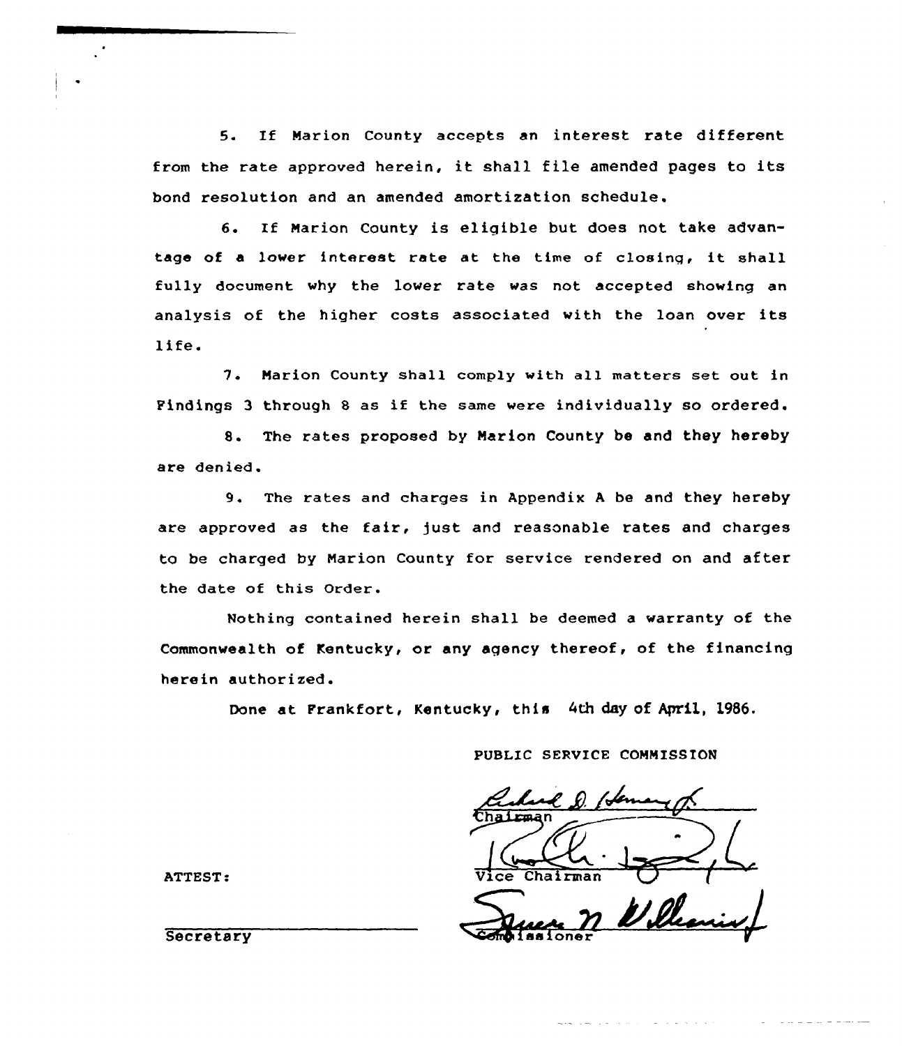5. If Marion County accepts an interest rate different from the rate approved herein, it shall file amended pages to its bond resolution and an amended amortization schedule.

6. If Marion County is eligible but does not take advantage of a lower interest rate at the time of closing, it shall fully document why the lower rate was not accepted showing an analysis of the higher costs associated with the loan over its life.

7. Marion County shall comply with all matters set out in Findings 3 through 8 as if the same were individually so ordered.

8. The rates proposed by Marion County be and they hereby are denied.

9. The rates and charges in Appendix A be and they hereby are approved as the fair, just and reasonable rates and charges to be charged by Marion County for service rendered on and after the date of this Order.

Nothing contained herein shall be deemed a warranty of the Commonwealth of Kentucky, or any agency thereof, of the financing herein authorized.

Done at Frankfort, Kentucky, this 4th day of April, 1986.

PUBLIC SERVICE COMMISSION

Chairman

Vice Chairman

Commissioner

ATTEST:

Secretary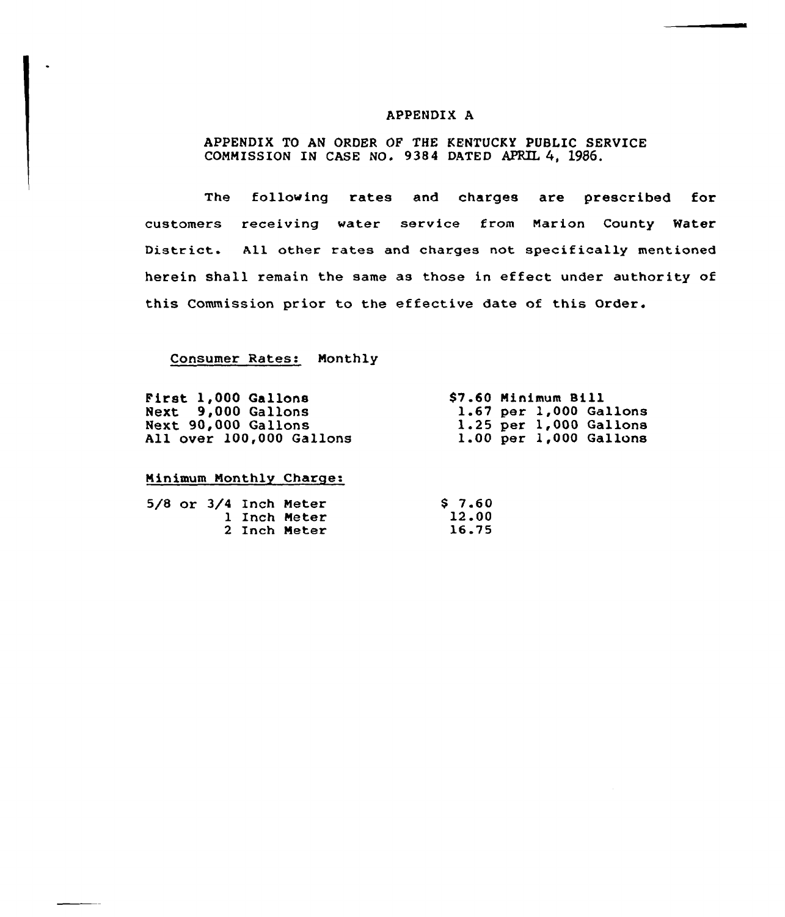# APPENDIX A

APPENDIX TO AN ORDER OF THE KENTUCKY PUBLIC SERVICE COMMISSION IN CASE NO. 9384 DATED APRIL 4, 1986.

The following rates and charges are prescribed for customers receiving water service from Marion County Water District. All other rates and charges not specifically mentioned herein shall remain the same as those in effect under authority of this Commission prior to the effective date of this Order.

Consumer Rates: Monthly

| | |
|---|---|
| First 1,000 Gallons | $7.60 Minimum Bill |
| Next 9,000 Gallons | 1.67 per 1,000 Gallons |
| Next 90,000 Gallons | 1.25 per 1,000 Gallons |
| All over 100,000 Gallons | 1.00 per 1,000 Gallons |

Minimum Monthly Charge:

| | |
|---|---|
| 5/8 or 3/4 Inch Meter | $ 7.60 |
| 1 Inch Meter | 12.00 |
| 2 Inch Meter | 16.75 |